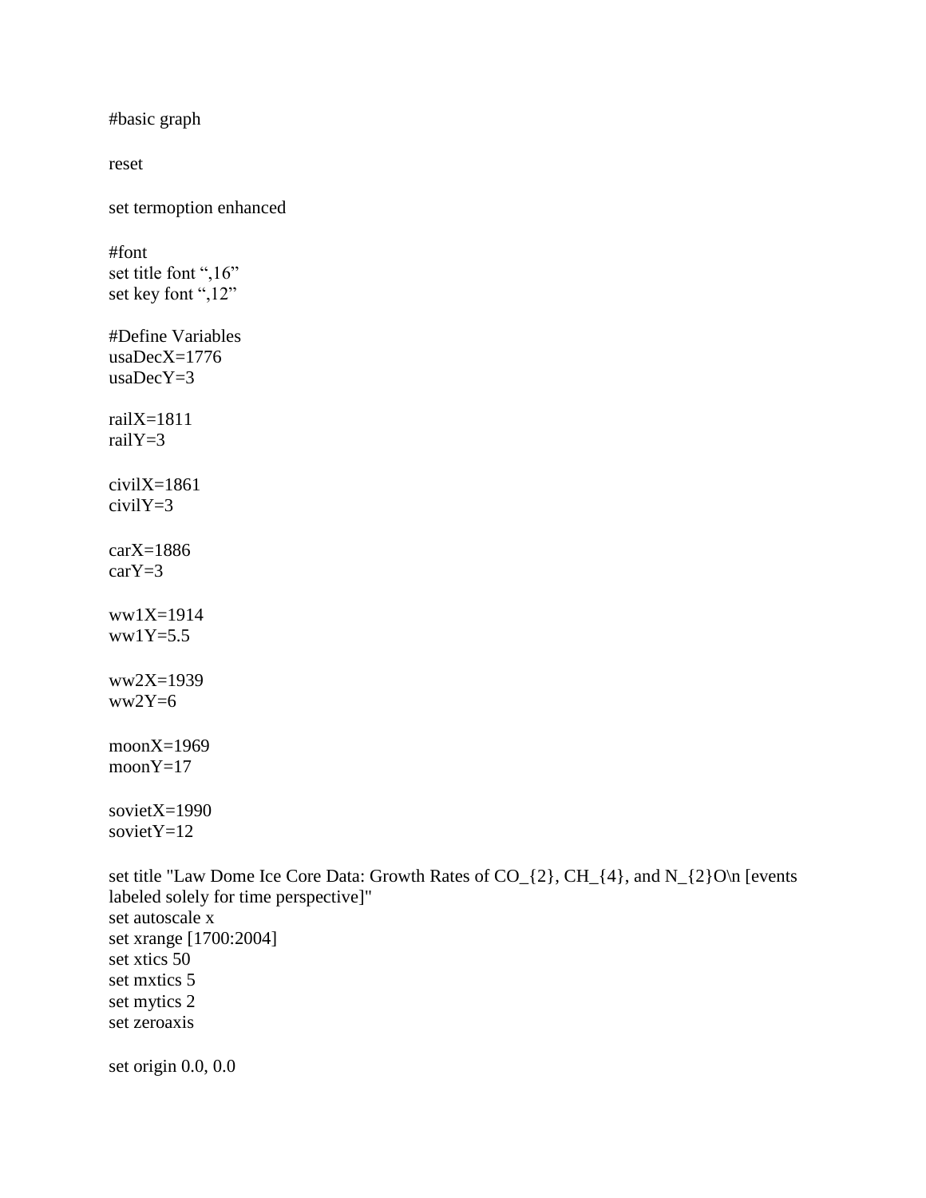```
#basic graph

reset

set termoption enhanced

#font
set title font ",16"
set key font ",12"

#Define Variables
usaDecX=1776
usaDecY=3

railX=1811
railY=3

civilX=1861
civilY=3

carX=1886
carY=3

ww1X=1914
ww1Y=5.5

ww2X=1939
ww2Y=6

moonX=1969
moonY=17

sovietX=1990
sovietY=12

set title "Law Dome Ice Core Data: Growth Rates of CO_{2}, CH_{4}, and N_{2}O\n [events labeled solely for time perspective]"
set autoscale x
set xrange [1700:2004]
set xtics 50
set mxtics 5
set mytics 2
set zeroaxis

set origin 0.0, 0.0
```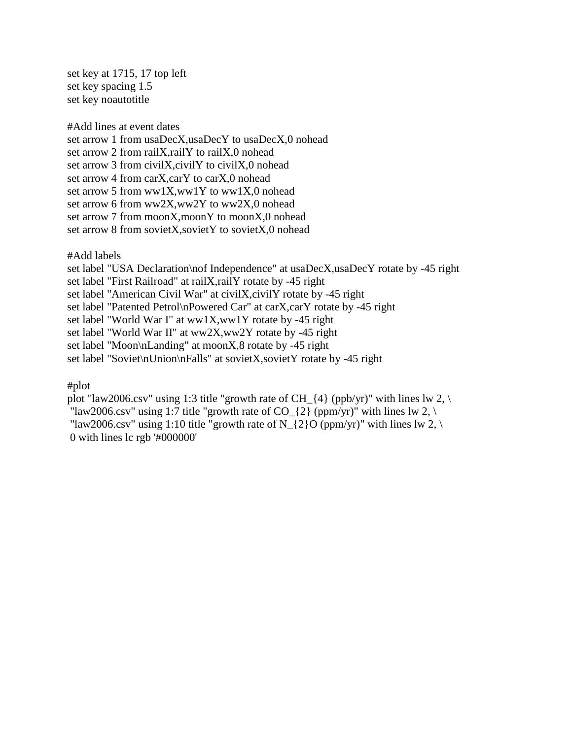```
set key at 1715, 17 top left
set key spacing 1.5
set key noautotitle

#Add lines at event dates
set arrow 1 from usaDecX,usaDecY to usaDecX,0 nohead
set arrow 2 from railX,railY to railX,0 nohead
set arrow 3 from civilX,civilY to civilX,0 nohead
set arrow 4 from carX,carY to carX,0 nohead
set arrow 5 from ww1X,ww1Y to ww1X,0 nohead
set arrow 6 from ww2X,ww2Y to ww2X,0 nohead
set arrow 7 from moonX,moonY to moonX,0 nohead
set arrow 8 from sovietX,sovietY to sovietX,0 nohead

#Add labels
set label "USA Declaration\nof Independence" at usaDecX,usaDecY rotate by -45 right
set label "First Railroad" at railX,railY rotate by -45 right
set label "American Civil War" at civilX,civilY rotate by -45 right
set label "Patented Petrol\nPowered Car" at carX,carY rotate by -45 right
set label "World War I" at ww1X,ww1Y rotate by -45 right
set label "World War II" at ww2X,ww2Y rotate by -45 right
set label "Moon\nLanding" at moonX,8 rotate by -45 right
set label "Soviet\nUnion\nFalls" at sovietX,sovietY rotate by -45 right

#plot
plot "law2006.csv" using 1:3 title "growth rate of CH_{4} (ppb/yr)" with lines lw 2, \
 "law2006.csv" using 1:7 title "growth rate of CO_{2} (ppm/yr)" with lines lw 2, \
 "law2006.csv" using 1:10 title "growth rate of N_{2}O (ppm/yr)" with lines lw 2, \
 0 with lines lc rgb '#000000'
```